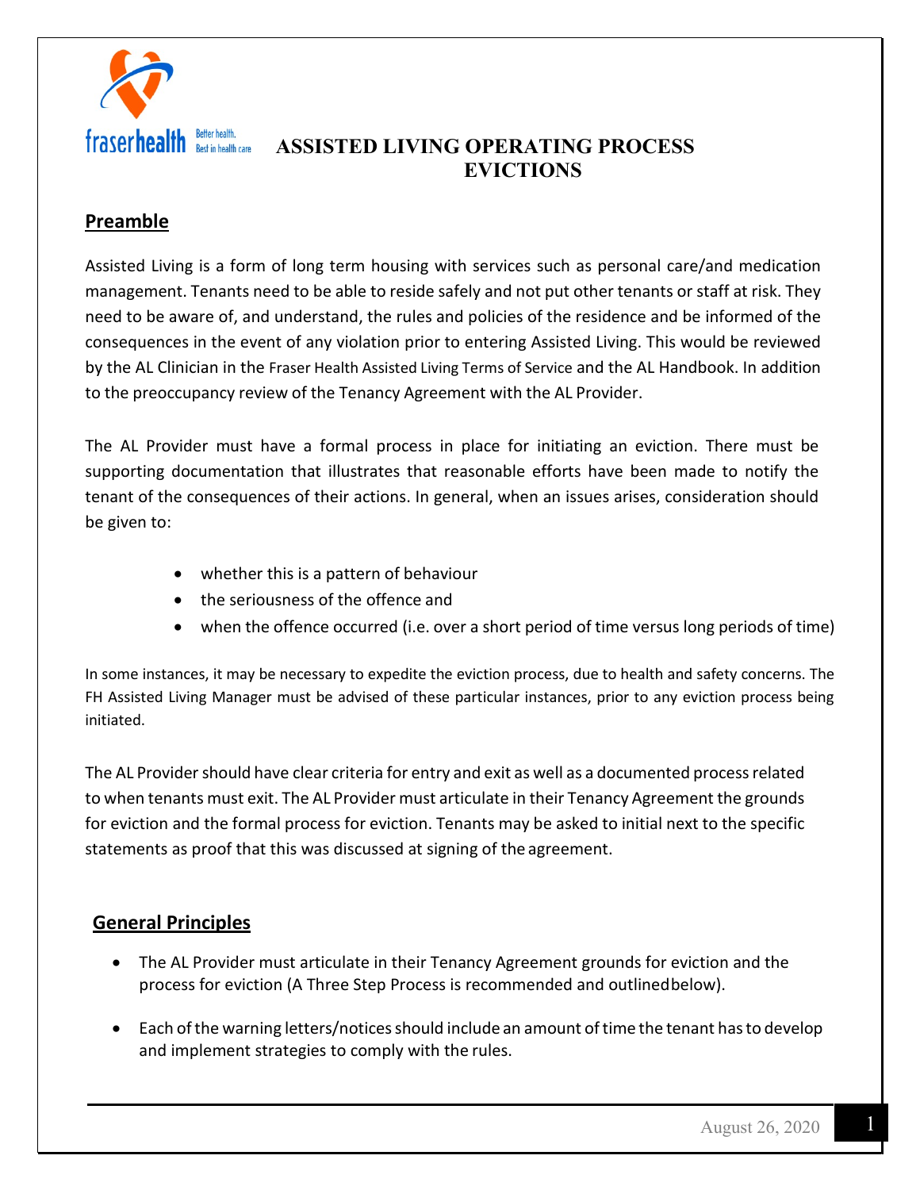# ASSISTED LIVING OPERATING PROCESS EVICTIONS

## Preamble

Assisted Living is a form of long term housing with services such as personal care/and medication management. Tenants need to be able to reside safely and not put other tenants or staff at risk. They need to be aware of, and understand, the rules and policies of the residence and be informed of the consequences in the event of any violation prior to entering Assisted Living. This would be reviewed by the AL Clinician in the Fraser Health Assisted Living Terms of Service and the AL Handbook. In addition to the preoccupancy review of the Tenancy Agreement with the AL Provider.

The AL Provider must have a formal process in place for initiating an eviction. There must be supporting documentation that illustrates that reasonable efforts have been made to notify the tenant of the consequences of their actions. In general, when an issues arises, consideration should be given to:

- whether this is a pattern of behaviour
- the seriousness of the offence and
- when the offence occurred (i.e. over a short period of time versus long periods of time)

In some instances, it may be necessary to expedite the eviction process, due to health and safety concerns. The FH Assisted Living Manager must be advised of these particular instances, prior to any eviction process being initiated.

The AL Provider should have clear criteria for entry and exit as well as a documented process related to when tenants must exit. The AL Provider must articulate in their Tenancy Agreement the grounds for eviction and the formal process for eviction. Tenants may be asked to initial next to the specific statements as proof that this was discussed at signing of the agreement.

## General Principles

- The AL Provider must articulate in their Tenancy Agreement grounds for eviction and the process for eviction (A Three Step Process is recommended and outlined below).
- Each of the warning letters/notices should include an amount of time the tenant has to develop and implement strategies to comply with the rules.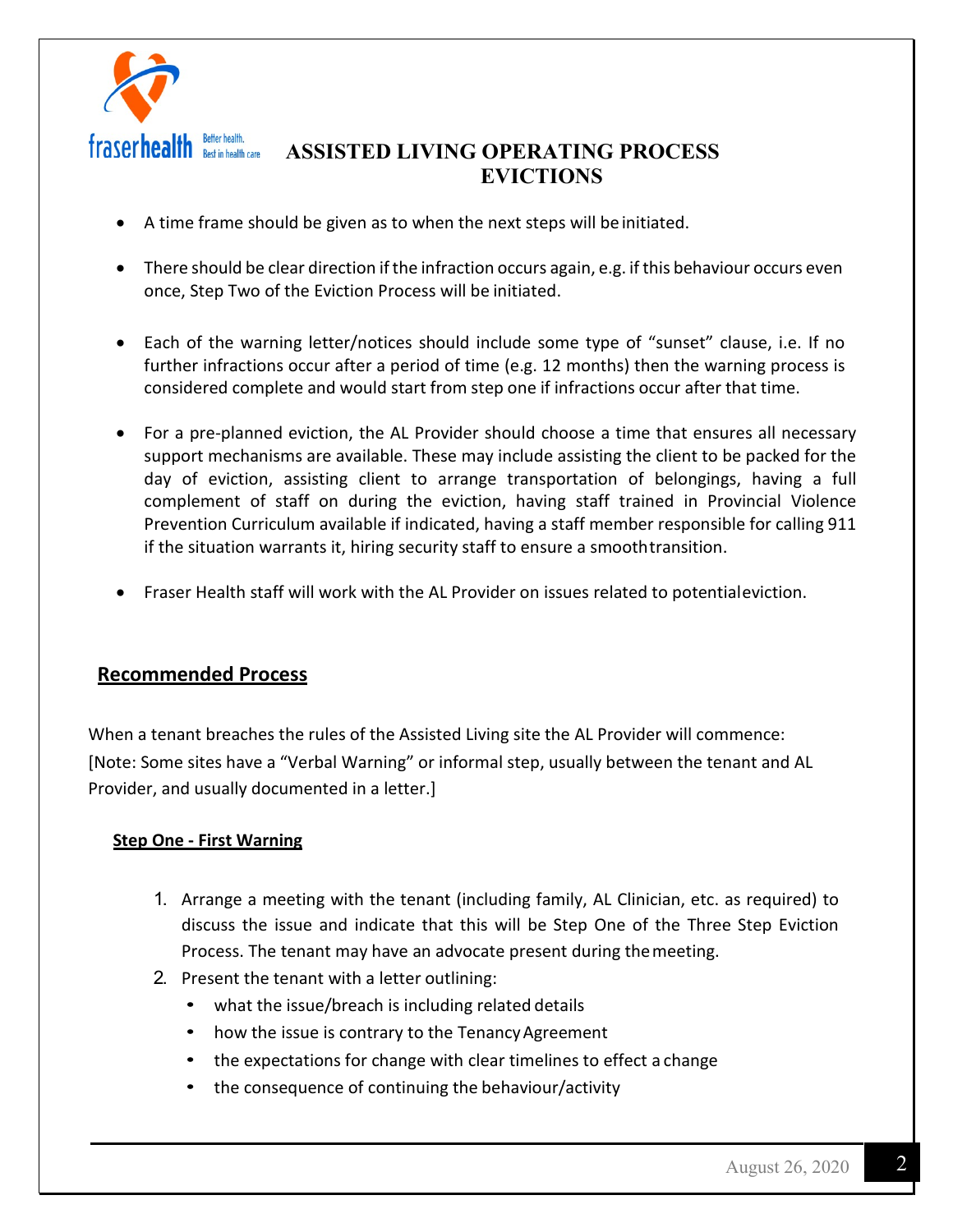- A time frame should be given as to when the next steps will be initiated.

- There should be clear direction if the infraction occurs again, e.g. if this behaviour occurs even once, Step Two of the Eviction Process will be initiated.

- Each of the warning letter/notices should include some type of "sunset" clause, i.e. If no further infractions occur after a period of time (e.g. 12 months) then the warning process is considered complete and would start from step one if infractions occur after that time.

- For a pre-planned eviction, the AL Provider should choose a time that ensures all necessary support mechanisms are available. These may include assisting the client to be packed for the day of eviction, assisting client to arrange transportation of belongings, having a full complement of staff on during the eviction, having staff trained in Provincial Violence Prevention Curriculum available if indicated, having a staff member responsible for calling 911 if the situation warrants it, hiring security staff to ensure a smooth transition.

- Fraser Health staff will work with the AL Provider on issues related to potential eviction.

## Recommended Process

When a tenant breaches the rules of the Assisted Living site the AL Provider will commence:
[Note: Some sites have a "Verbal Warning" or informal step, usually between the tenant and AL Provider, and usually documented in a letter.]

### Step One - First Warning

1. Arrange a meeting with the tenant (including family, AL Clinician, etc. as required) to discuss the issue and indicate that this will be Step One of the Three Step Eviction Process. The tenant may have an advocate present during the meeting.
2. Present the tenant with a letter outlining:
   - what the issue/breach is including related details
   - how the issue is contrary to the Tenancy Agreement
   - the expectations for change with clear timelines to effect a change
   - the consequence of continuing the behaviour/activity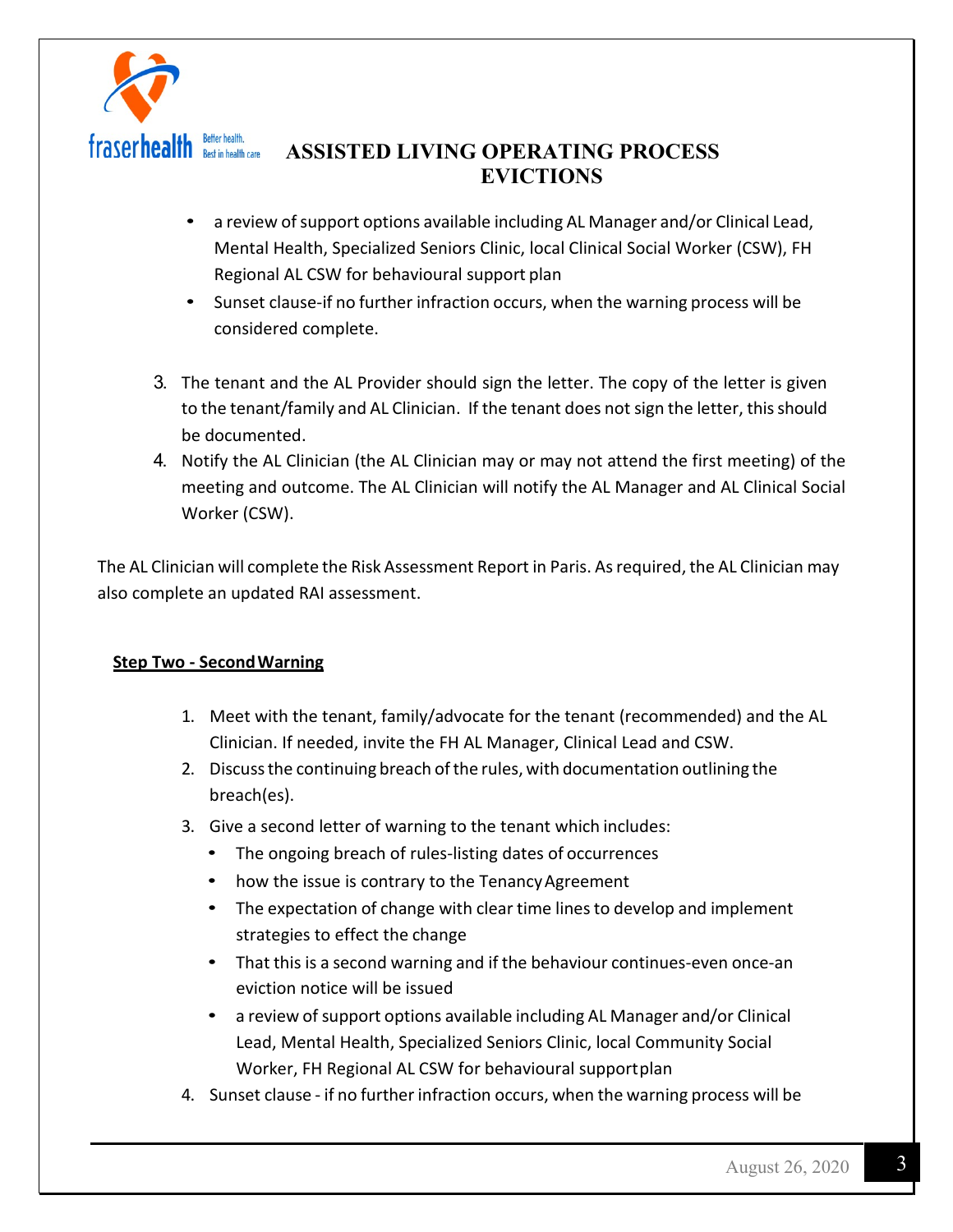- a review of support options available including AL Manager and/or Clinical Lead, Mental Health, Specialized Seniors Clinic, local Clinical Social Worker (CSW), FH Regional AL CSW for behavioural support plan
- Sunset clause-if no further infraction occurs, when the warning process will be considered complete.

3. The tenant and the AL Provider should sign the letter. The copy of the letter is given to the tenant/family and AL Clinician. If the tenant does not sign the letter, this should be documented.
4. Notify the AL Clinician (the AL Clinician may or may not attend the first meeting) of the meeting and outcome. The AL Clinician will notify the AL Manager and AL Clinical Social Worker (CSW).

The AL Clinician will complete the Risk Assessment Report in Paris. As required, the AL Clinician may also complete an updated RAI assessment.

**<u>Step Two - Second Warning</u>**

1. Meet with the tenant, family/advocate for the tenant (recommended) and the AL Clinician. If needed, invite the FH AL Manager, Clinical Lead and CSW.
2. Discuss the continuing breach of the rules, with documentation outlining the breach(es).
3. Give a second letter of warning to the tenant which includes:
   - The ongoing breach of rules-listing dates of occurrences
   - how the issue is contrary to the Tenancy Agreement
   - The expectation of change with clear time lines to develop and implement strategies to effect the change
   - That this is a second warning and if the behaviour continues-even once-an eviction notice will be issued
   - a review of support options available including AL Manager and/or Clinical Lead, Mental Health, Specialized Seniors Clinic, local Community Social Worker, FH Regional AL CSW for behavioural support plan
4. Sunset clause - if no further infraction occurs, when the warning process will be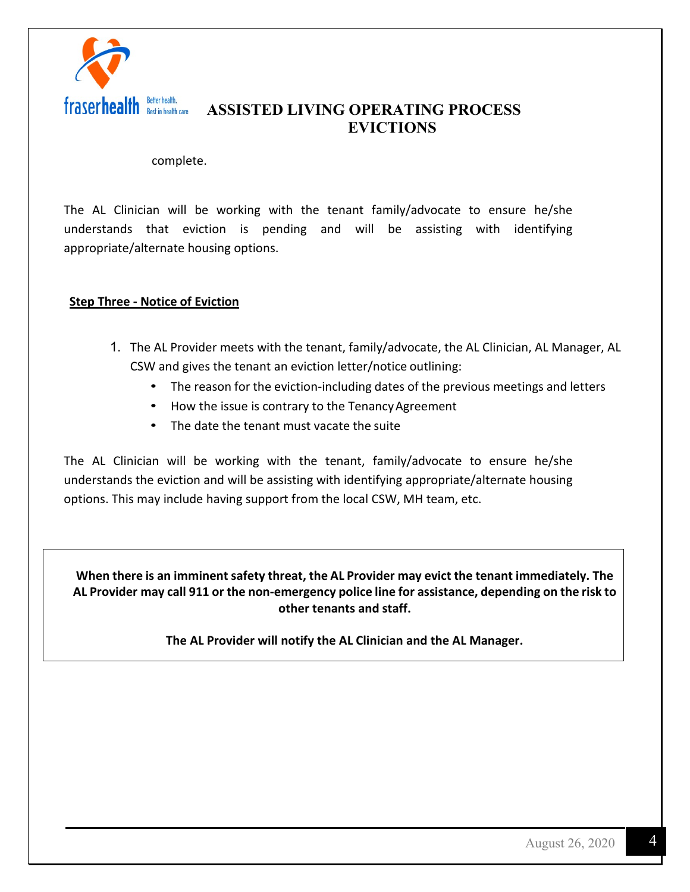complete.

The AL Clinician will be working with the tenant family/advocate to ensure he/she understands that eviction is pending and will be assisting with identifying appropriate/alternate housing options.

**Step Three - Notice of Eviction**

1. The AL Provider meets with the tenant, family/advocate, the AL Clinician, AL Manager, AL CSW and gives the tenant an eviction letter/notice outlining:
   - The reason for the eviction-including dates of the previous meetings and letters
   - How the issue is contrary to the Tenancy Agreement
   - The date the tenant must vacate the suite

The AL Clinician will be working with the tenant, family/advocate to ensure he/she understands the eviction and will be assisting with identifying appropriate/alternate housing options. This may include having support from the local CSW, MH team, etc.

**When there is an imminent safety threat, the AL Provider may evict the tenant immediately. The AL Provider may call 911 or the non-emergency police line for assistance, depending on the risk to other tenants and staff.**

**The AL Provider will notify the AL Clinician and the AL Manager.**